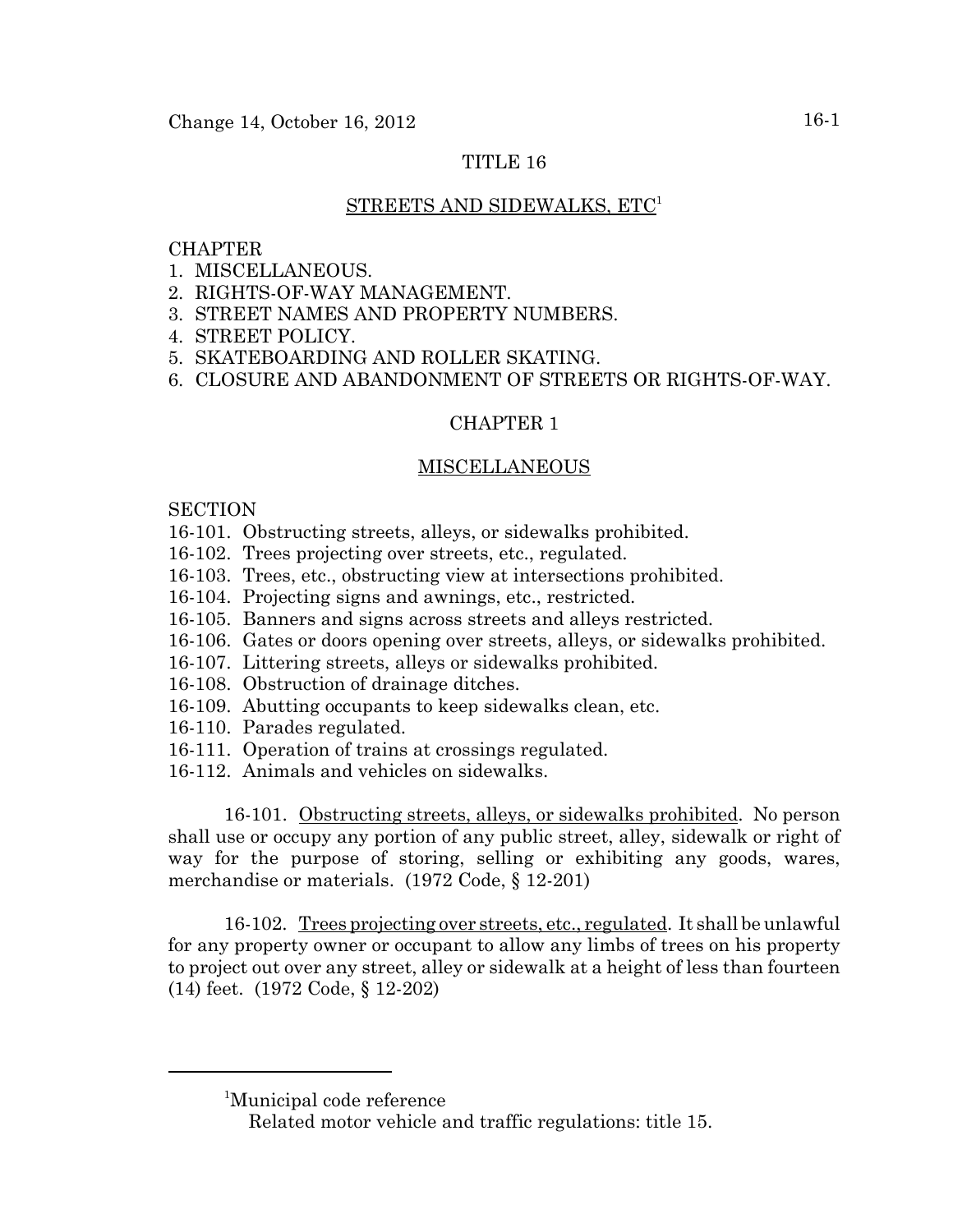# TITLE 16

## STREETS AND SIDEWALKS, ETC[1]

CHAPTER
1. MISCELLANEOUS.
2. RIGHTS-OF-WAY MANAGEMENT.
3. STREET NAMES AND PROPERTY NUMBERS.
4. STREET POLICY.
5. SKATEBOARDING AND ROLLER SKATING.
6. CLOSURE AND ABANDONMENT OF STREETS OR RIGHTS-OF-WAY.

## CHAPTER 1

## MISCELLANEOUS

SECTION
- 16-101. Obstructing streets, alleys, or sidewalks prohibited.
- 16-102. Trees projecting over streets, etc., regulated.
- 16-103. Trees, etc., obstructing view at intersections prohibited.
- 16-104. Projecting signs and awnings, etc., restricted.
- 16-105. Banners and signs across streets and alleys restricted.
- 16-106. Gates or doors opening over streets, alleys, or sidewalks prohibited.
- 16-107. Littering streets, alleys or sidewalks prohibited.
- 16-108. Obstruction of drainage ditches.
- 16-109. Abutting occupants to keep sidewalks clean, etc.
- 16-110. Parades regulated.
- 16-111. Operation of trains at crossings regulated.
- 16-112. Animals and vehicles on sidewalks.

16-101. Obstructing streets, alleys, or sidewalks prohibited. No person shall use or occupy any portion of any public street, alley, sidewalk or right of way for the purpose of storing, selling or exhibiting any goods, wares, merchandise or materials. (1972 Code, § 12-201)

16-102. Trees projecting over streets, etc., regulated. It shall be unlawful for any property owner or occupant to allow any limbs of trees on his property to project out over any street, alley or sidewalk at a height of less than fourteen (14) feet. (1972 Code, § 12-202)

---

[1]Municipal code reference
Related motor vehicle and traffic regulations: title 15.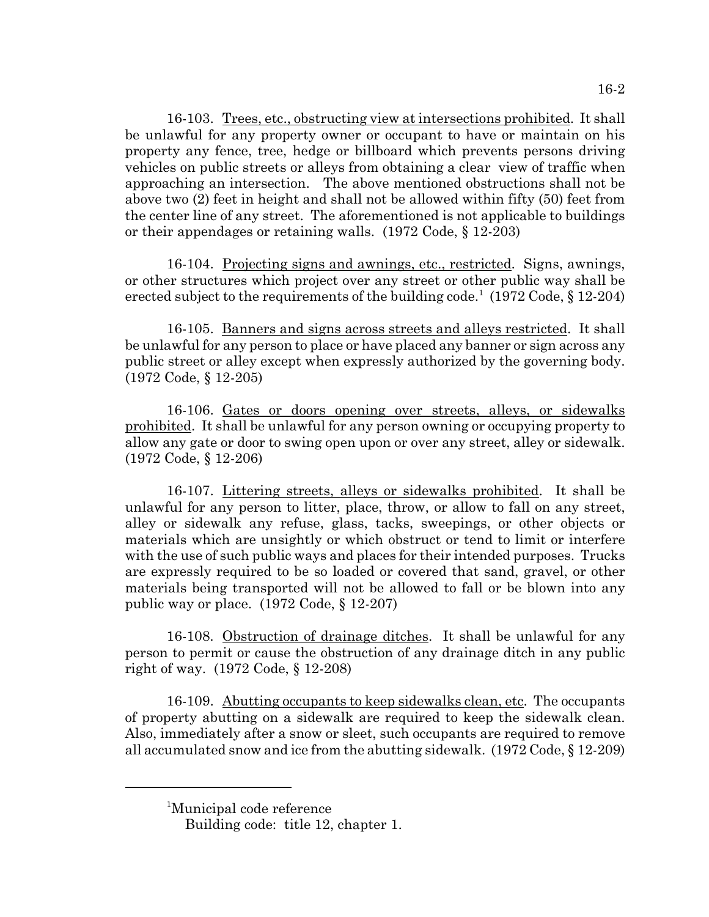16-103. Trees, etc., obstructing view at intersections prohibited. It shall be unlawful for any property owner or occupant to have or maintain on his property any fence, tree, hedge or billboard which prevents persons driving vehicles on public streets or alleys from obtaining a clear view of traffic when approaching an intersection. The above mentioned obstructions shall not be above two (2) feet in height and shall not be allowed within fifty (50) feet from the center line of any street. The aforementioned is not applicable to buildings or their appendages or retaining walls. (1972 Code, § 12-203)

16-104. Projecting signs and awnings, etc., restricted. Signs, awnings, or other structures which project over any street or other public way shall be erected subject to the requirements of the building code.[1] (1972 Code, § 12-204)

16-105. Banners and signs across streets and alleys restricted. It shall be unlawful for any person to place or have placed any banner or sign across any public street or alley except when expressly authorized by the governing body. (1972 Code, § 12-205)

16-106. Gates or doors opening over streets, alleys, or sidewalks prohibited. It shall be unlawful for any person owning or occupying property to allow any gate or door to swing open upon or over any street, alley or sidewalk. (1972 Code, § 12-206)

16-107. Littering streets, alleys or sidewalks prohibited. It shall be unlawful for any person to litter, place, throw, or allow to fall on any street, alley or sidewalk any refuse, glass, tacks, sweepings, or other objects or materials which are unsightly or which obstruct or tend to limit or interfere with the use of such public ways and places for their intended purposes. Trucks are expressly required to be so loaded or covered that sand, gravel, or other materials being transported will not be allowed to fall or be blown into any public way or place. (1972 Code, § 12-207)

16-108. Obstruction of drainage ditches. It shall be unlawful for any person to permit or cause the obstruction of any drainage ditch in any public right of way. (1972 Code, § 12-208)

16-109. Abutting occupants to keep sidewalks clean, etc. The occupants of property abutting on a sidewalk are required to keep the sidewalk clean. Also, immediately after a snow or sleet, such occupants are required to remove all accumulated snow and ice from the abutting sidewalk. (1972 Code, § 12-209)

---

[1]Municipal code reference
Building code: title 12, chapter 1.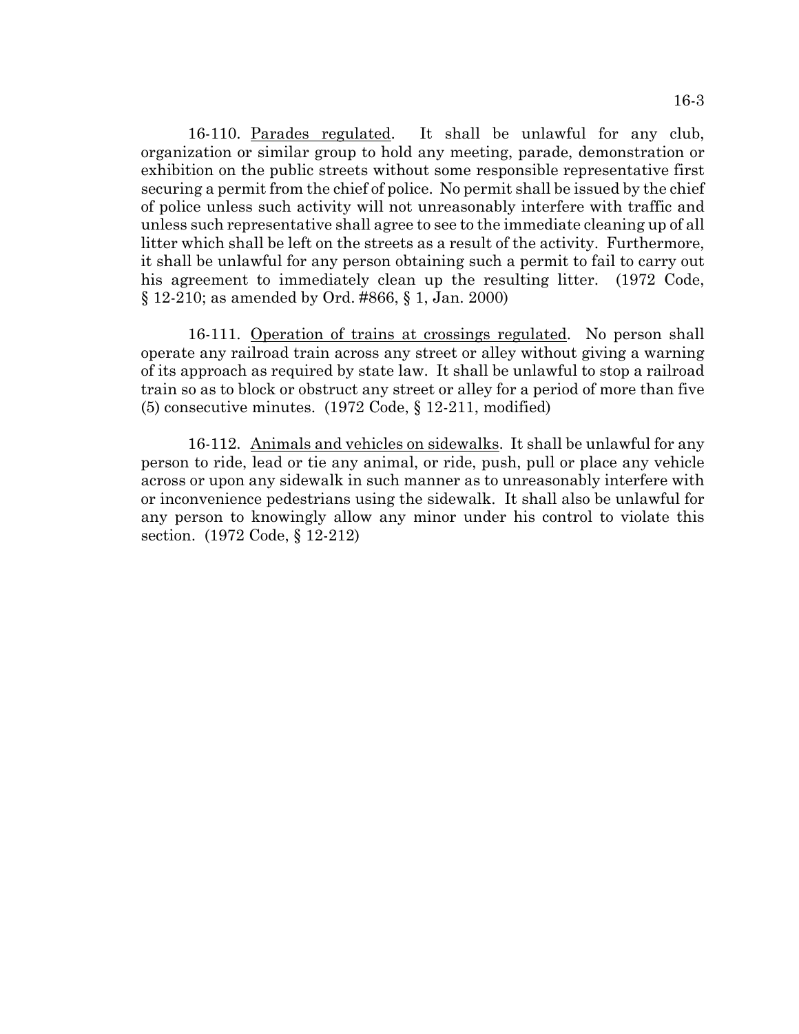16-110. Parades regulated. It shall be unlawful for any club, organization or similar group to hold any meeting, parade, demonstration or exhibition on the public streets without some responsible representative first securing a permit from the chief of police. No permit shall be issued by the chief of police unless such activity will not unreasonably interfere with traffic and unless such representative shall agree to see to the immediate cleaning up of all litter which shall be left on the streets as a result of the activity. Furthermore, it shall be unlawful for any person obtaining such a permit to fail to carry out his agreement to immediately clean up the resulting litter. (1972 Code, § 12-210; as amended by Ord. #866, § 1, Jan. 2000)

16-111. Operation of trains at crossings regulated. No person shall operate any railroad train across any street or alley without giving a warning of its approach as required by state law. It shall be unlawful to stop a railroad train so as to block or obstruct any street or alley for a period of more than five (5) consecutive minutes. (1972 Code, § 12-211, modified)

16-112. Animals and vehicles on sidewalks. It shall be unlawful for any person to ride, lead or tie any animal, or ride, push, pull or place any vehicle across or upon any sidewalk in such manner as to unreasonably interfere with or inconvenience pedestrians using the sidewalk. It shall also be unlawful for any person to knowingly allow any minor under his control to violate this section. (1972 Code, § 12-212)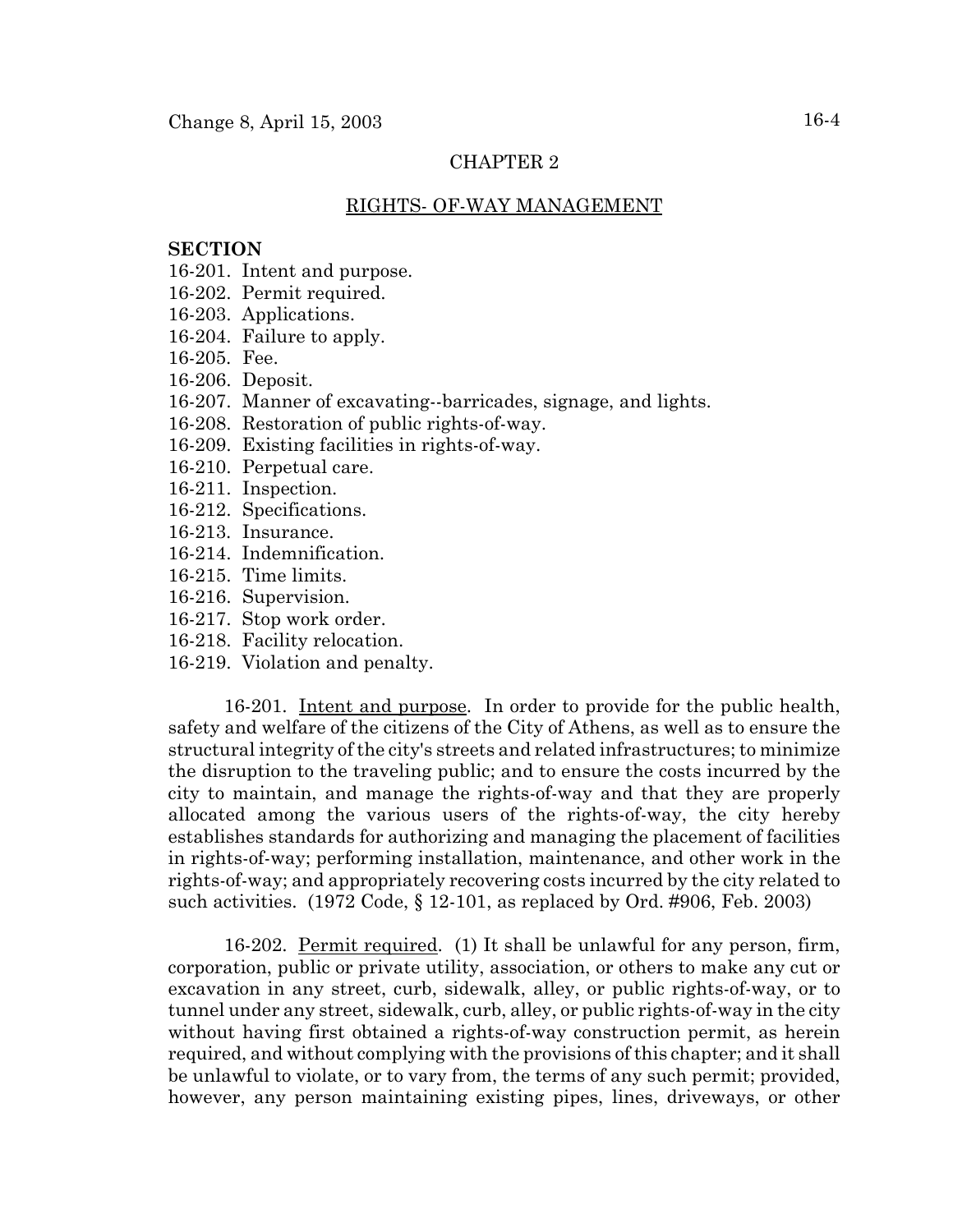## CHAPTER 2

## RIGHTS- OF-WAY MANAGEMENT

**SECTION**

16-201. Intent and purpose.
16-202. Permit required.
16-203. Applications.
16-204. Failure to apply.
16-205. Fee.
16-206. Deposit.
16-207. Manner of excavating--barricades, signage, and lights.
16-208. Restoration of public rights-of-way.
16-209. Existing facilities in rights-of-way.
16-210. Perpetual care.
16-211. Inspection.
16-212. Specifications.
16-213. Insurance.
16-214. Indemnification.
16-215. Time limits.
16-216. Supervision.
16-217. Stop work order.
16-218. Facility relocation.
16-219. Violation and penalty.

16-201. Intent and purpose. In order to provide for the public health, safety and welfare of the citizens of the City of Athens, as well as to ensure the structural integrity of the city's streets and related infrastructures; to minimize the disruption to the traveling public; and to ensure the costs incurred by the city to maintain, and manage the rights-of-way and that they are properly allocated among the various users of the rights-of-way, the city hereby establishes standards for authorizing and managing the placement of facilities in rights-of-way; performing installation, maintenance, and other work in the rights-of-way; and appropriately recovering costs incurred by the city related to such activities. (1972 Code, § 12-101, as replaced by Ord. #906, Feb. 2003)

16-202. Permit required. (1) It shall be unlawful for any person, firm, corporation, public or private utility, association, or others to make any cut or excavation in any street, curb, sidewalk, alley, or public rights-of-way, or to tunnel under any street, sidewalk, curb, alley, or public rights-of-way in the city without having first obtained a rights-of-way construction permit, as herein required, and without complying with the provisions of this chapter; and it shall be unlawful to violate, or to vary from, the terms of any such permit; provided, however, any person maintaining existing pipes, lines, driveways, or other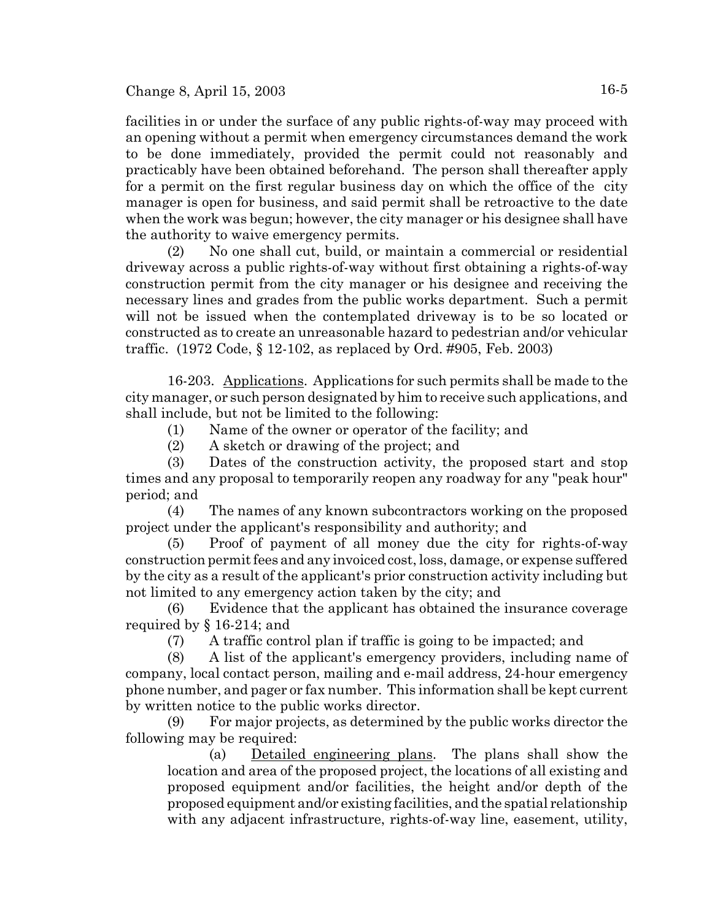facilities in or under the surface of any public rights-of-way may proceed with an opening without a permit when emergency circumstances demand the work to be done immediately, provided the permit could not reasonably and practicably have been obtained beforehand. The person shall thereafter apply for a permit on the first regular business day on which the office of the city manager is open for business, and said permit shall be retroactive to the date when the work was begun; however, the city manager or his designee shall have the authority to waive emergency permits.

(2) No one shall cut, build, or maintain a commercial or residential driveway across a public rights-of-way without first obtaining a rights-of-way construction permit from the city manager or his designee and receiving the necessary lines and grades from the public works department. Such a permit will not be issued when the contemplated driveway is to be so located or constructed as to create an unreasonable hazard to pedestrian and/or vehicular traffic. (1972 Code, § 12-102, as replaced by Ord. #905, Feb. 2003)

16-203. Applications. Applications for such permits shall be made to the city manager, or such person designated by him to receive such applications, and shall include, but not be limited to the following:

(1) Name of the owner or operator of the facility; and

(2) A sketch or drawing of the project; and

(3) Dates of the construction activity, the proposed start and stop times and any proposal to temporarily reopen any roadway for any "peak hour" period; and

(4) The names of any known subcontractors working on the proposed project under the applicant's responsibility and authority; and

(5) Proof of payment of all money due the city for rights-of-way construction permit fees and any invoiced cost, loss, damage, or expense suffered by the city as a result of the applicant's prior construction activity including but not limited to any emergency action taken by the city; and

(6) Evidence that the applicant has obtained the insurance coverage required by § 16-214; and

(7) A traffic control plan if traffic is going to be impacted; and

(8) A list of the applicant's emergency providers, including name of company, local contact person, mailing and e-mail address, 24-hour emergency phone number, and pager or fax number. This information shall be kept current by written notice to the public works director.

(9) For major projects, as determined by the public works director the following may be required:

(a) Detailed engineering plans. The plans shall show the location and area of the proposed project, the locations of all existing and proposed equipment and/or facilities, the height and/or depth of the proposed equipment and/or existing facilities, and the spatial relationship with any adjacent infrastructure, rights-of-way line, easement, utility,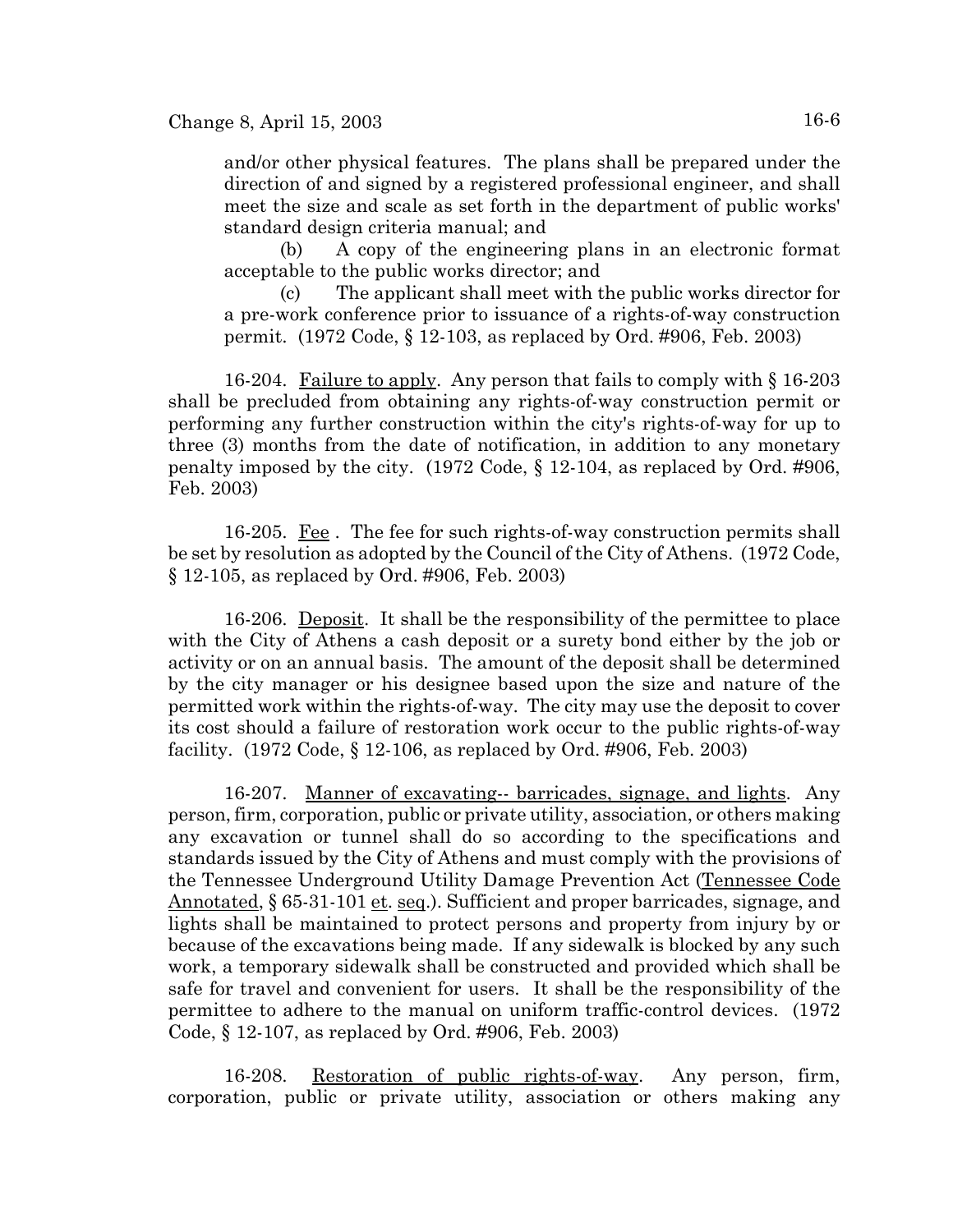and/or other physical features. The plans shall be prepared under the direction of and signed by a registered professional engineer, and shall meet the size and scale as set forth in the department of public works' standard design criteria manual; and

(b) A copy of the engineering plans in an electronic format acceptable to the public works director; and

(c) The applicant shall meet with the public works director for a pre-work conference prior to issuance of a rights-of-way construction permit. (1972 Code, § 12-103, as replaced by Ord. #906, Feb. 2003)

16-204. Failure to apply. Any person that fails to comply with § 16-203 shall be precluded from obtaining any rights-of-way construction permit or performing any further construction within the city's rights-of-way for up to three (3) months from the date of notification, in addition to any monetary penalty imposed by the city. (1972 Code, § 12-104, as replaced by Ord. #906, Feb. 2003)

16-205. Fee . The fee for such rights-of-way construction permits shall be set by resolution as adopted by the Council of the City of Athens. (1972 Code, § 12-105, as replaced by Ord. #906, Feb. 2003)

16-206. Deposit. It shall be the responsibility of the permittee to place with the City of Athens a cash deposit or a surety bond either by the job or activity or on an annual basis. The amount of the deposit shall be determined by the city manager or his designee based upon the size and nature of the permitted work within the rights-of-way. The city may use the deposit to cover its cost should a failure of restoration work occur to the public rights-of-way facility. (1972 Code, § 12-106, as replaced by Ord. #906, Feb. 2003)

16-207. Manner of excavating-- barricades, signage, and lights. Any person, firm, corporation, public or private utility, association, or others making any excavation or tunnel shall do so according to the specifications and standards issued by the City of Athens and must comply with the provisions of the Tennessee Underground Utility Damage Prevention Act (Tennessee Code Annotated, § 65-31-101 et. seq.). Sufficient and proper barricades, signage, and lights shall be maintained to protect persons and property from injury by or because of the excavations being made. If any sidewalk is blocked by any such work, a temporary sidewalk shall be constructed and provided which shall be safe for travel and convenient for users. It shall be the responsibility of the permittee to adhere to the manual on uniform traffic-control devices. (1972 Code, § 12-107, as replaced by Ord. #906, Feb. 2003)

16-208. Restoration of public rights-of-way. Any person, firm, corporation, public or private utility, association or others making any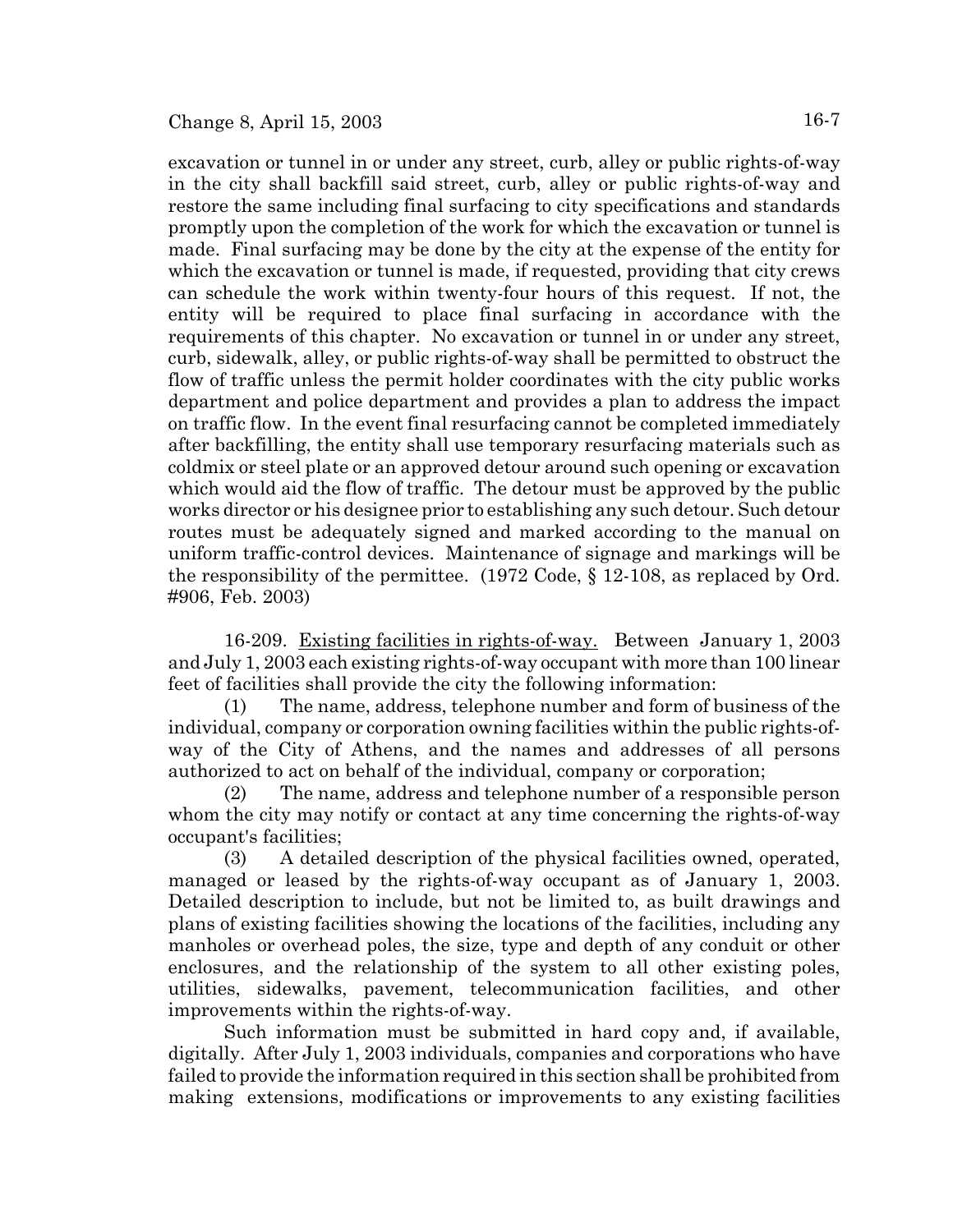excavation or tunnel in or under any street, curb, alley or public rights-of-way in the city shall backfill said street, curb, alley or public rights-of-way and restore the same including final surfacing to city specifications and standards promptly upon the completion of the work for which the excavation or tunnel is made. Final surfacing may be done by the city at the expense of the entity for which the excavation or tunnel is made, if requested, providing that city crews can schedule the work within twenty-four hours of this request. If not, the entity will be required to place final surfacing in accordance with the requirements of this chapter. No excavation or tunnel in or under any street, curb, sidewalk, alley, or public rights-of-way shall be permitted to obstruct the flow of traffic unless the permit holder coordinates with the city public works department and police department and provides a plan to address the impact on traffic flow. In the event final resurfacing cannot be completed immediately after backfilling, the entity shall use temporary resurfacing materials such as coldmix or steel plate or an approved detour around such opening or excavation which would aid the flow of traffic. The detour must be approved by the public works director or his designee prior to establishing any such detour. Such detour routes must be adequately signed and marked according to the manual on uniform traffic-control devices. Maintenance of signage and markings will be the responsibility of the permittee. (1972 Code, § 12-108, as replaced by Ord. #906, Feb. 2003)

16-209. Existing facilities in rights-of-way. Between January 1, 2003 and July 1, 2003 each existing rights-of-way occupant with more than 100 linear feet of facilities shall provide the city the following information:

(1) The name, address, telephone number and form of business of the individual, company or corporation owning facilities within the public rights-of-way of the City of Athens, and the names and addresses of all persons authorized to act on behalf of the individual, company or corporation;

(2) The name, address and telephone number of a responsible person whom the city may notify or contact at any time concerning the rights-of-way occupant's facilities;

(3) A detailed description of the physical facilities owned, operated, managed or leased by the rights-of-way occupant as of January 1, 2003. Detailed description to include, but not be limited to, as built drawings and plans of existing facilities showing the locations of the facilities, including any manholes or overhead poles, the size, type and depth of any conduit or other enclosures, and the relationship of the system to all other existing poles, utilities, sidewalks, pavement, telecommunication facilities, and other improvements within the rights-of-way.

Such information must be submitted in hard copy and, if available, digitally. After July 1, 2003 individuals, companies and corporations who have failed to provide the information required in this section shall be prohibited from making extensions, modifications or improvements to any existing facilities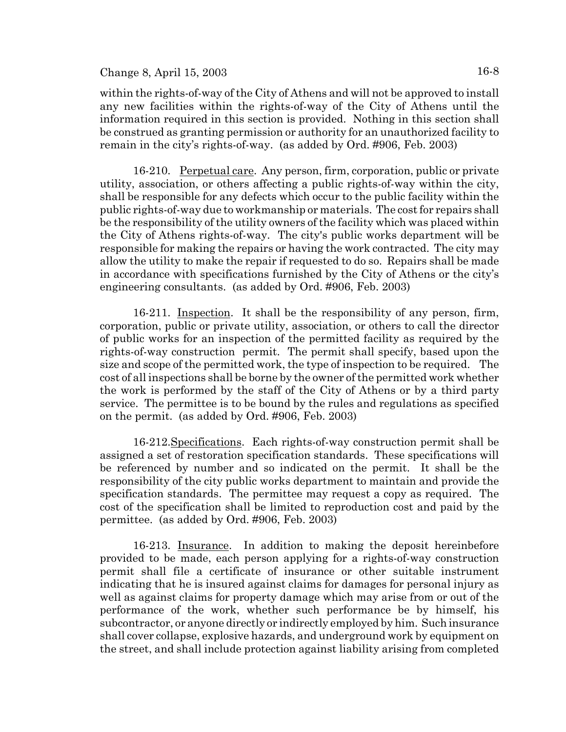within the rights-of-way of the City of Athens and will not be approved to install any new facilities within the rights-of-way of the City of Athens until the information required in this section is provided. Nothing in this section shall be construed as granting permission or authority for an unauthorized facility to remain in the city's rights-of-way. (as added by Ord. #906, Feb. 2003)

16-210. Perpetual care. Any person, firm, corporation, public or private utility, association, or others affecting a public rights-of-way within the city, shall be responsible for any defects which occur to the public facility within the public rights-of-way due to workmanship or materials. The cost for repairs shall be the responsibility of the utility owners of the facility which was placed within the City of Athens rights-of-way. The city's public works department will be responsible for making the repairs or having the work contracted. The city may allow the utility to make the repair if requested to do so. Repairs shall be made in accordance with specifications furnished by the City of Athens or the city's engineering consultants. (as added by Ord. #906, Feb. 2003)

16-211. Inspection. It shall be the responsibility of any person, firm, corporation, public or private utility, association, or others to call the director of public works for an inspection of the permitted facility as required by the rights-of-way construction permit. The permit shall specify, based upon the size and scope of the permitted work, the type of inspection to be required. The cost of all inspections shall be borne by the owner of the permitted work whether the work is performed by the staff of the City of Athens or by a third party service. The permittee is to be bound by the rules and regulations as specified on the permit. (as added by Ord. #906, Feb. 2003)

16-212. Specifications. Each rights-of-way construction permit shall be assigned a set of restoration specification standards. These specifications will be referenced by number and so indicated on the permit. It shall be the responsibility of the city public works department to maintain and provide the specification standards. The permittee may request a copy as required. The cost of the specification shall be limited to reproduction cost and paid by the permittee. (as added by Ord. #906, Feb. 2003)

16-213. Insurance. In addition to making the deposit hereinbefore provided to be made, each person applying for a rights-of-way construction permit shall file a certificate of insurance or other suitable instrument indicating that he is insured against claims for damages for personal injury as well as against claims for property damage which may arise from or out of the performance of the work, whether such performance be by himself, his subcontractor, or anyone directly or indirectly employed by him. Such insurance shall cover collapse, explosive hazards, and underground work by equipment on the street, and shall include protection against liability arising from completed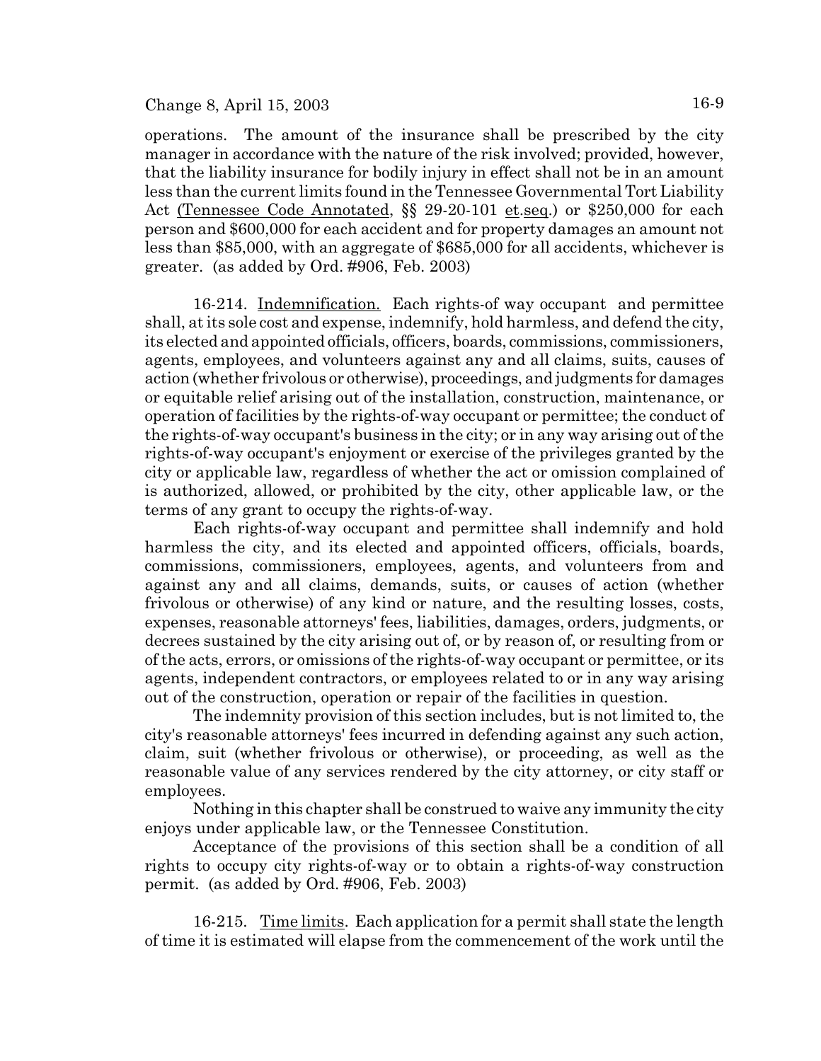operations. The amount of the insurance shall be prescribed by the city manager in accordance with the nature of the risk involved; provided, however, that the liability insurance for bodily injury in effect shall not be in an amount less than the current limits found in the Tennessee Governmental Tort Liability Act (Tennessee Code Annotated, §§ 29-20-101 et.seq.) or $250,000 for each person and $600,000 for each accident and for property damages an amount not less than $85,000, with an aggregate of $685,000 for all accidents, whichever is greater. (as added by Ord. #906, Feb. 2003)

16-214. Indemnification. Each rights-of way occupant and permittee shall, at its sole cost and expense, indemnify, hold harmless, and defend the city, its elected and appointed officials, officers, boards, commissions, commissioners, agents, employees, and volunteers against any and all claims, suits, causes of action (whether frivolous or otherwise), proceedings, and judgments for damages or equitable relief arising out of the installation, construction, maintenance, or operation of facilities by the rights-of-way occupant or permittee; the conduct of the rights-of-way occupant's business in the city; or in any way arising out of the rights-of-way occupant's enjoyment or exercise of the privileges granted by the city or applicable law, regardless of whether the act or omission complained of is authorized, allowed, or prohibited by the city, other applicable law, or the terms of any grant to occupy the rights-of-way.

Each rights-of-way occupant and permittee shall indemnify and hold harmless the city, and its elected and appointed officers, officials, boards, commissions, commissioners, employees, agents, and volunteers from and against any and all claims, demands, suits, or causes of action (whether frivolous or otherwise) of any kind or nature, and the resulting losses, costs, expenses, reasonable attorneys' fees, liabilities, damages, orders, judgments, or decrees sustained by the city arising out of, or by reason of, or resulting from or of the acts, errors, or omissions of the rights-of-way occupant or permittee, or its agents, independent contractors, or employees related to or in any way arising out of the construction, operation or repair of the facilities in question.

The indemnity provision of this section includes, but is not limited to, the city's reasonable attorneys' fees incurred in defending against any such action, claim, suit (whether frivolous or otherwise), or proceeding, as well as the reasonable value of any services rendered by the city attorney, or city staff or employees.

Nothing in this chapter shall be construed to waive any immunity the city enjoys under applicable law, or the Tennessee Constitution.

Acceptance of the provisions of this section shall be a condition of all rights to occupy city rights-of-way or to obtain a rights-of-way construction permit. (as added by Ord. #906, Feb. 2003)

16-215. Time limits. Each application for a permit shall state the length of time it is estimated will elapse from the commencement of the work until the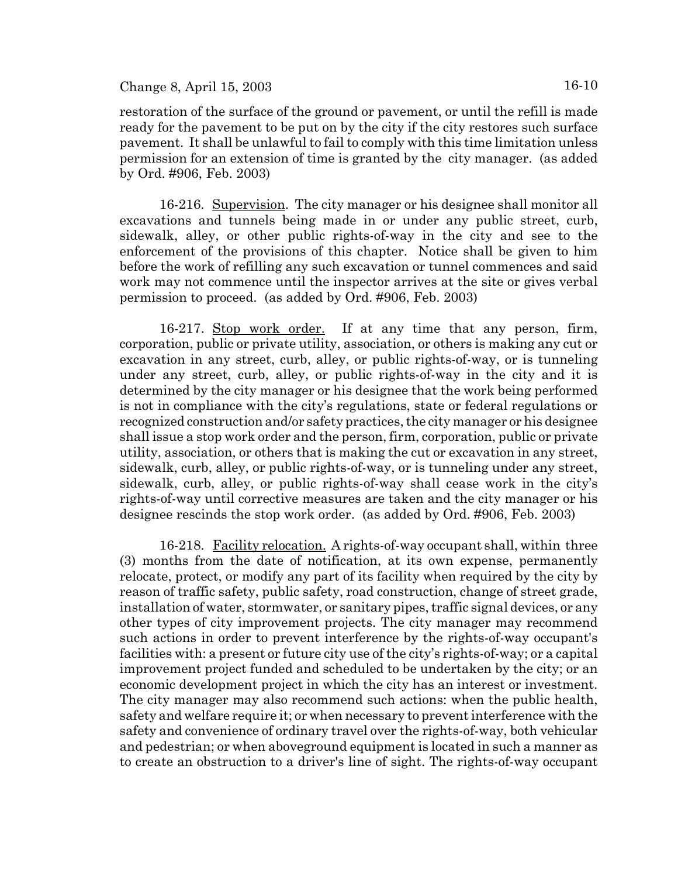restoration of the surface of the ground or pavement, or until the refill is made ready for the pavement to be put on by the city if the city restores such surface pavement. It shall be unlawful to fail to comply with this time limitation unless permission for an extension of time is granted by the city manager. (as added by Ord. #906, Feb. 2003)

16-216. Supervision. The city manager or his designee shall monitor all excavations and tunnels being made in or under any public street, curb, sidewalk, alley, or other public rights-of-way in the city and see to the enforcement of the provisions of this chapter. Notice shall be given to him before the work of refilling any such excavation or tunnel commences and said work may not commence until the inspector arrives at the site or gives verbal permission to proceed. (as added by Ord. #906, Feb. 2003)

16-217. Stop work order. If at any time that any person, firm, corporation, public or private utility, association, or others is making any cut or excavation in any street, curb, alley, or public rights-of-way, or is tunneling under any street, curb, alley, or public rights-of-way in the city and it is determined by the city manager or his designee that the work being performed is not in compliance with the city's regulations, state or federal regulations or recognized construction and/or safety practices, the city manager or his designee shall issue a stop work order and the person, firm, corporation, public or private utility, association, or others that is making the cut or excavation in any street, sidewalk, curb, alley, or public rights-of-way, or is tunneling under any street, sidewalk, curb, alley, or public rights-of-way shall cease work in the city's rights-of-way until corrective measures are taken and the city manager or his designee rescinds the stop work order. (as added by Ord. #906, Feb. 2003)

16-218. Facility relocation. A rights-of-way occupant shall, within three (3) months from the date of notification, at its own expense, permanently relocate, protect, or modify any part of its facility when required by the city by reason of traffic safety, public safety, road construction, change of street grade, installation of water, stormwater, or sanitary pipes, traffic signal devices, or any other types of city improvement projects. The city manager may recommend such actions in order to prevent interference by the rights-of-way occupant's facilities with: a present or future city use of the city's rights-of-way; or a capital improvement project funded and scheduled to be undertaken by the city; or an economic development project in which the city has an interest or investment. The city manager may also recommend such actions: when the public health, safety and welfare require it; or when necessary to prevent interference with the safety and convenience of ordinary travel over the rights-of-way, both vehicular and pedestrian; or when aboveground equipment is located in such a manner as to create an obstruction to a driver's line of sight. The rights-of-way occupant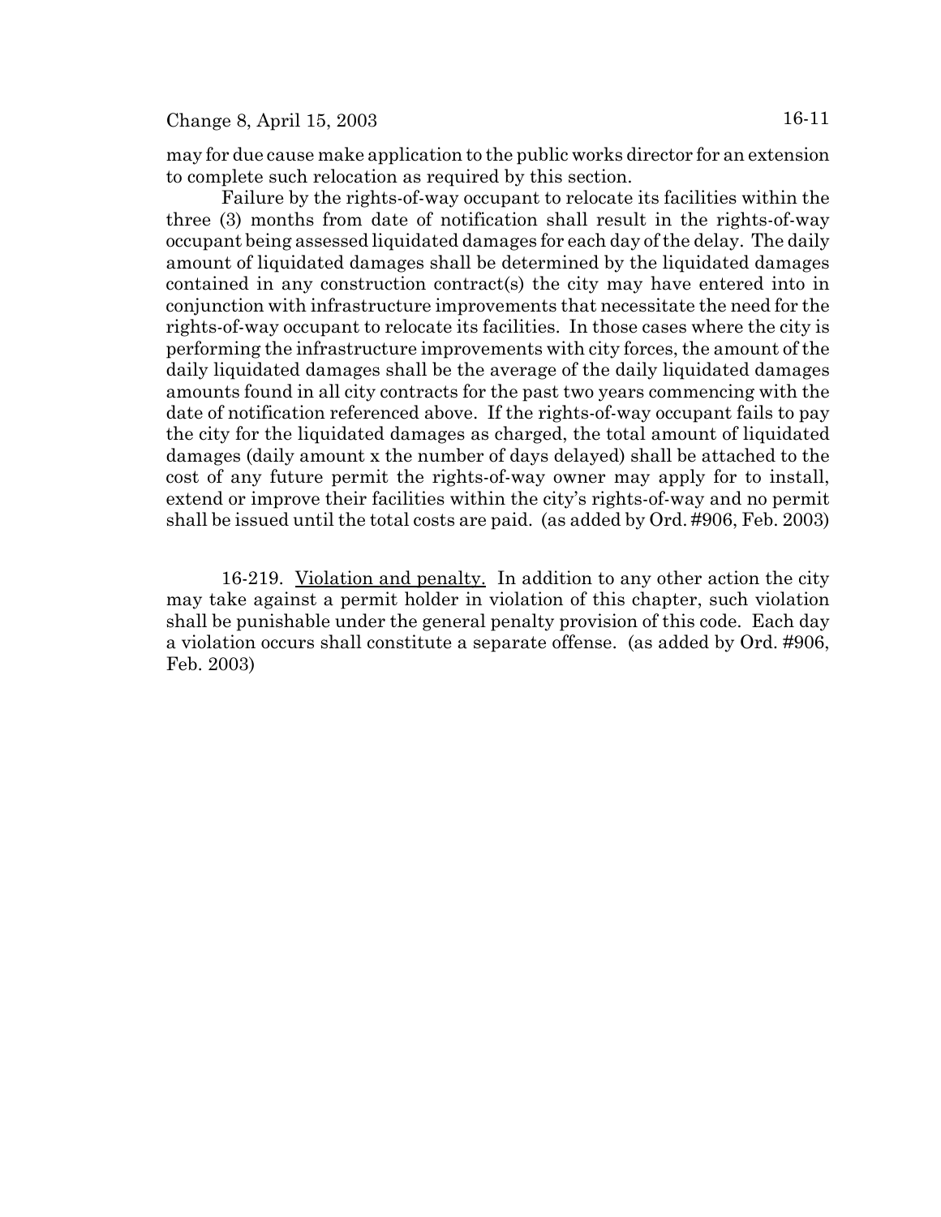may for due cause make application to the public works director for an extension to complete such relocation as required by this section.

Failure by the rights-of-way occupant to relocate its facilities within the three (3) months from date of notification shall result in the rights-of-way occupant being assessed liquidated damages for each day of the delay. The daily amount of liquidated damages shall be determined by the liquidated damages contained in any construction contract(s) the city may have entered into in conjunction with infrastructure improvements that necessitate the need for the rights-of-way occupant to relocate its facilities. In those cases where the city is performing the infrastructure improvements with city forces, the amount of the daily liquidated damages shall be the average of the daily liquidated damages amounts found in all city contracts for the past two years commencing with the date of notification referenced above. If the rights-of-way occupant fails to pay the city for the liquidated damages as charged, the total amount of liquidated damages (daily amount x the number of days delayed) shall be attached to the cost of any future permit the rights-of-way owner may apply for to install, extend or improve their facilities within the city's rights-of-way and no permit shall be issued until the total costs are paid. (as added by Ord. #906, Feb. 2003)

16-219. Violation and penalty. In addition to any other action the city may take against a permit holder in violation of this chapter, such violation shall be punishable under the general penalty provision of this code. Each day a violation occurs shall constitute a separate offense. (as added by Ord. #906, Feb. 2003)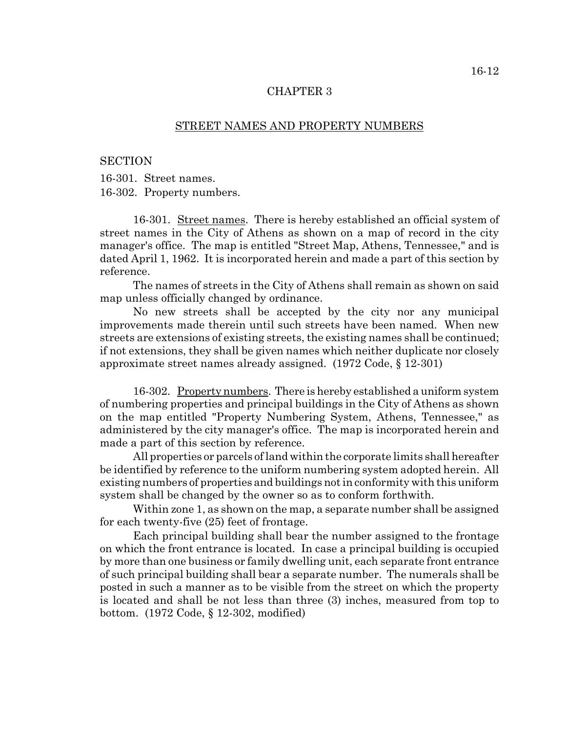# CHAPTER 3

## STREET NAMES AND PROPERTY NUMBERS

SECTION

16-301. Street names.

16-302. Property numbers.

16-301. Street names. There is hereby established an official system of street names in the City of Athens as shown on a map of record in the city manager's office. The map is entitled "Street Map, Athens, Tennessee," and is dated April 1, 1962. It is incorporated herein and made a part of this section by reference.

The names of streets in the City of Athens shall remain as shown on said map unless officially changed by ordinance.

No new streets shall be accepted by the city nor any municipal improvements made therein until such streets have been named. When new streets are extensions of existing streets, the existing names shall be continued; if not extensions, they shall be given names which neither duplicate nor closely approximate street names already assigned. (1972 Code, § 12-301)

16-302. Property numbers. There is hereby established a uniform system of numbering properties and principal buildings in the City of Athens as shown on the map entitled "Property Numbering System, Athens, Tennessee," as administered by the city manager's office. The map is incorporated herein and made a part of this section by reference.

All properties or parcels of land within the corporate limits shall hereafter be identified by reference to the uniform numbering system adopted herein. All existing numbers of properties and buildings not in conformity with this uniform system shall be changed by the owner so as to conform forthwith.

Within zone 1, as shown on the map, a separate number shall be assigned for each twenty-five (25) feet of frontage.

Each principal building shall bear the number assigned to the frontage on which the front entrance is located. In case a principal building is occupied by more than one business or family dwelling unit, each separate front entrance of such principal building shall bear a separate number. The numerals shall be posted in such a manner as to be visible from the street on which the property is located and shall be not less than three (3) inches, measured from top to bottom. (1972 Code, § 12-302, modified)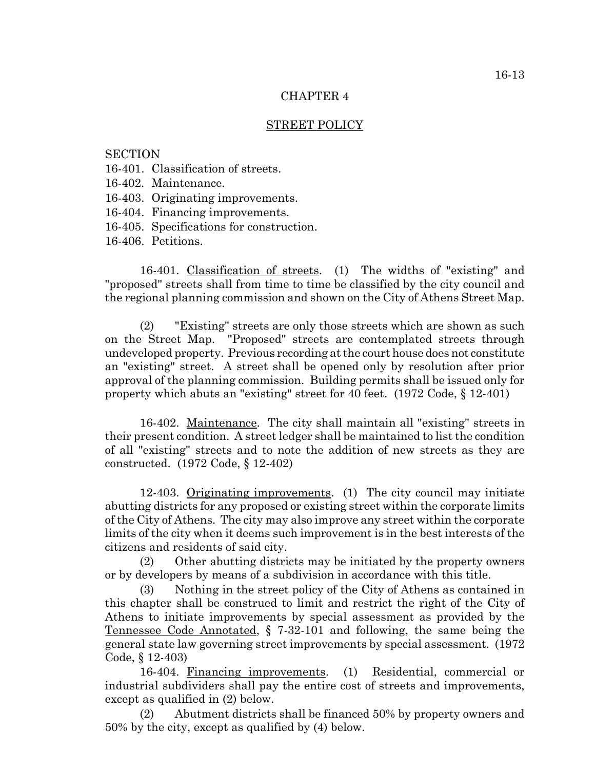# CHAPTER 4

## STREET POLICY

SECTION
16-401. Classification of streets.
16-402. Maintenance.
16-403. Originating improvements.
16-404. Financing improvements.
16-405. Specifications for construction.
16-406. Petitions.

16-401. Classification of streets. (1) The widths of "existing" and "proposed" streets shall from time to time be classified by the city council and the regional planning commission and shown on the City of Athens Street Map.

(2) "Existing" streets are only those streets which are shown as such on the Street Map. "Proposed" streets are contemplated streets through undeveloped property. Previous recording at the court house does not constitute an "existing" street. A street shall be opened only by resolution after prior approval of the planning commission. Building permits shall be issued only for property which abuts an "existing" street for 40 feet. (1972 Code, § 12-401)

16-402. Maintenance. The city shall maintain all "existing" streets in their present condition. A street ledger shall be maintained to list the condition of all "existing" streets and to note the addition of new streets as they are constructed. (1972 Code, § 12-402)

12-403. Originating improvements. (1) The city council may initiate abutting districts for any proposed or existing street within the corporate limits of the City of Athens. The city may also improve any street within the corporate limits of the city when it deems such improvement is in the best interests of the citizens and residents of said city.

(2) Other abutting districts may be initiated by the property owners or by developers by means of a subdivision in accordance with this title.

(3) Nothing in the street policy of the City of Athens as contained in this chapter shall be construed to limit and restrict the right of the City of Athens to initiate improvements by special assessment as provided by the Tennessee Code Annotated, § 7-32-101 and following, the same being the general state law governing street improvements by special assessment. (1972 Code, § 12-403)

16-404. Financing improvements. (1) Residential, commercial or industrial subdividers shall pay the entire cost of streets and improvements, except as qualified in (2) below.

(2) Abutment districts shall be financed 50% by property owners and 50% by the city, except as qualified by (4) below.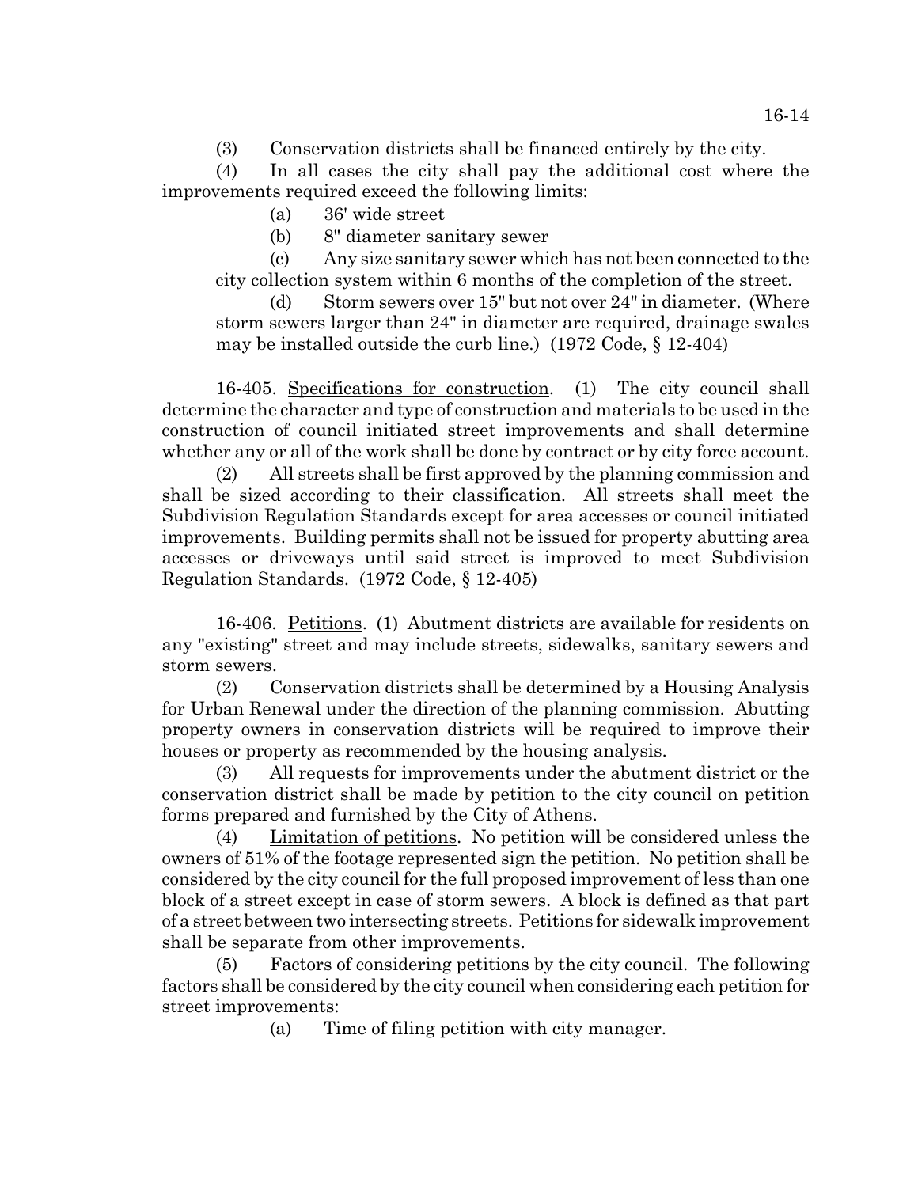(3) Conservation districts shall be financed entirely by the city.

(4) In all cases the city shall pay the additional cost where the improvements required exceed the following limits:

(a) 36' wide street

(b) 8" diameter sanitary sewer

(c) Any size sanitary sewer which has not been connected to the city collection system within 6 months of the completion of the street.

(d) Storm sewers over 15" but not over 24" in diameter. (Where storm sewers larger than 24" in diameter are required, drainage swales may be installed outside the curb line.) (1972 Code, § 12-404)

16-405. Specifications for construction. (1) The city council shall determine the character and type of construction and materials to be used in the construction of council initiated street improvements and shall determine whether any or all of the work shall be done by contract or by city force account.

(2) All streets shall be first approved by the planning commission and shall be sized according to their classification. All streets shall meet the Subdivision Regulation Standards except for area accesses or council initiated improvements. Building permits shall not be issued for property abutting area accesses or driveways until said street is improved to meet Subdivision Regulation Standards. (1972 Code, § 12-405)

16-406. Petitions. (1) Abutment districts are available for residents on any "existing" street and may include streets, sidewalks, sanitary sewers and storm sewers.

(2) Conservation districts shall be determined by a Housing Analysis for Urban Renewal under the direction of the planning commission. Abutting property owners in conservation districts will be required to improve their houses or property as recommended by the housing analysis.

(3) All requests for improvements under the abutment district or the conservation district shall be made by petition to the city council on petition forms prepared and furnished by the City of Athens.

(4) Limitation of petitions. No petition will be considered unless the owners of 51% of the footage represented sign the petition. No petition shall be considered by the city council for the full proposed improvement of less than one block of a street except in case of storm sewers. A block is defined as that part of a street between two intersecting streets. Petitions for sidewalk improvement shall be separate from other improvements.

(5) Factors of considering petitions by the city council. The following factors shall be considered by the city council when considering each petition for street improvements:

(a) Time of filing petition with city manager.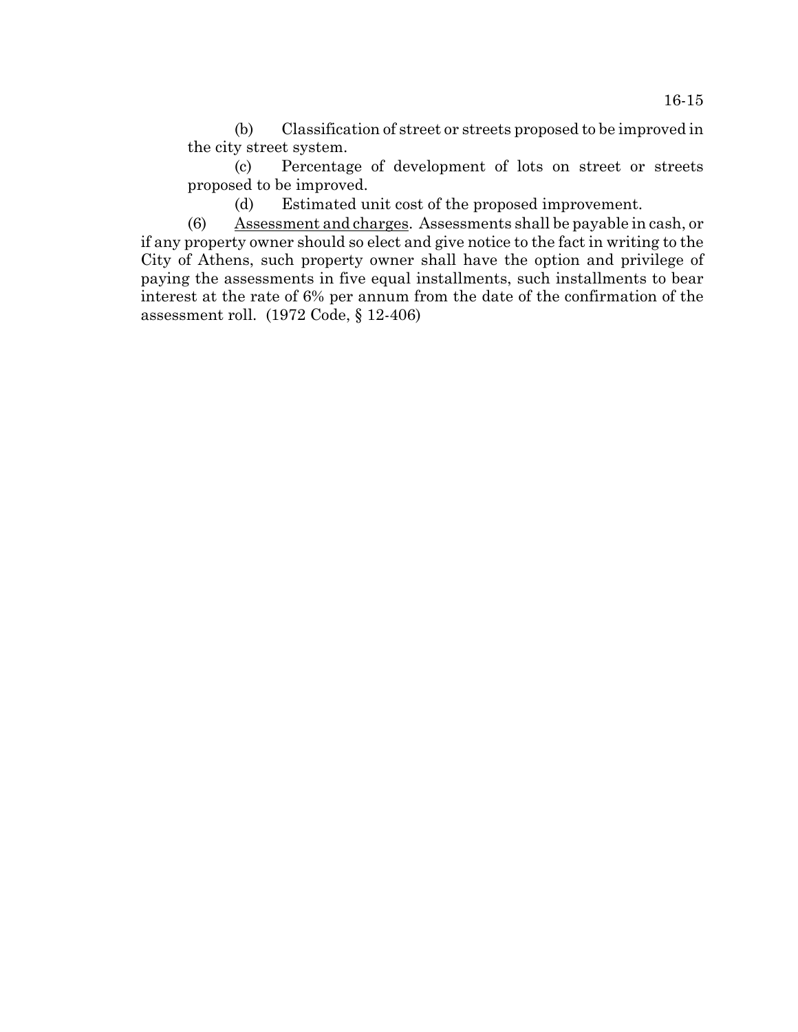(b) Classification of street or streets proposed to be improved in the city street system.

(c) Percentage of development of lots on street or streets proposed to be improved.

(d) Estimated unit cost of the proposed improvement.

(6) Assessment and charges. Assessments shall be payable in cash, or if any property owner should so elect and give notice to the fact in writing to the City of Athens, such property owner shall have the option and privilege of paying the assessments in five equal installments, such installments to bear interest at the rate of 6% per annum from the date of the confirmation of the assessment roll. (1972 Code, § 12-406)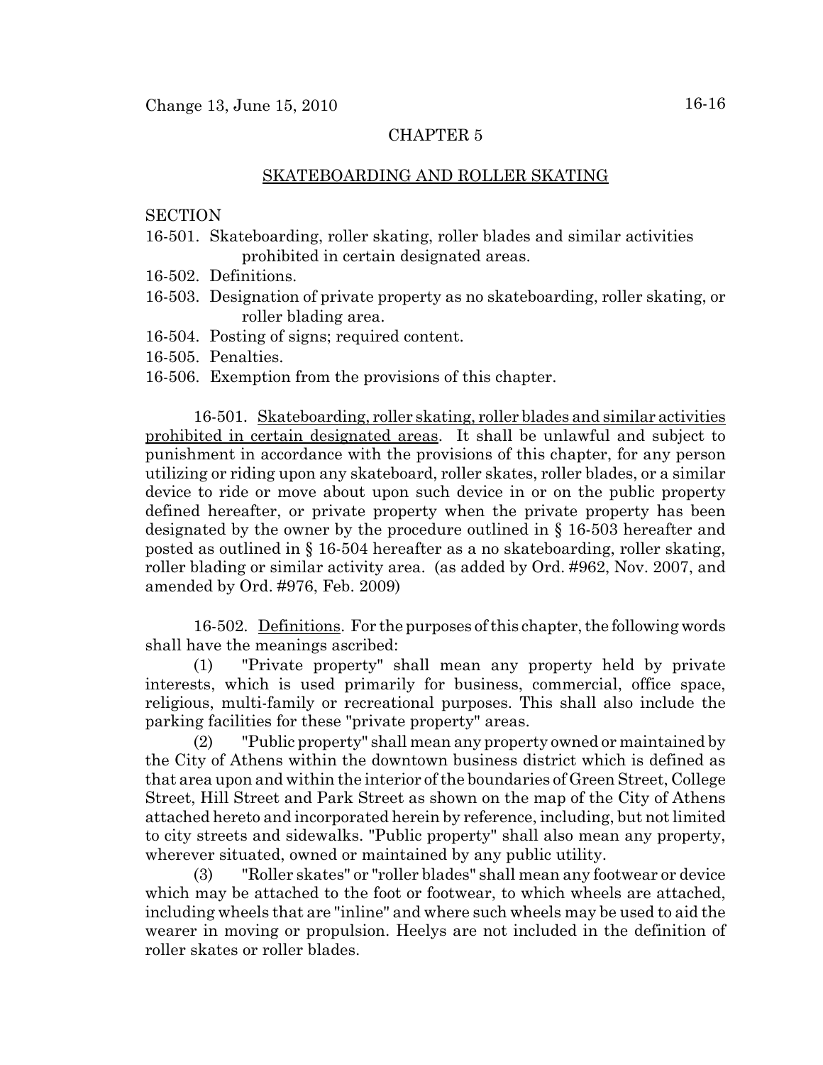# CHAPTER 5

## SKATEBOARDING AND ROLLER SKATING

SECTION

16-501. Skateboarding, roller skating, roller blades and similar activities prohibited in certain designated areas.
16-502. Definitions.
16-503. Designation of private property as no skateboarding, roller skating, or roller blading area.
16-504. Posting of signs; required content.
16-505. Penalties.
16-506. Exemption from the provisions of this chapter.

16-501. Skateboarding, roller skating, roller blades and similar activities prohibited in certain designated areas. It shall be unlawful and subject to punishment in accordance with the provisions of this chapter, for any person utilizing or riding upon any skateboard, roller skates, roller blades, or a similar device to ride or move about upon such device in or on the public property defined hereafter, or private property when the private property has been designated by the owner by the procedure outlined in § 16-503 hereafter and posted as outlined in § 16-504 hereafter as a no skateboarding, roller skating, roller blading or similar activity area. (as added by Ord. #962, Nov. 2007, and amended by Ord. #976, Feb. 2009)

16-502. Definitions. For the purposes of this chapter, the following words shall have the meanings ascribed:

(1) "Private property" shall mean any property held by private interests, which is used primarily for business, commercial, office space, religious, multi-family or recreational purposes. This shall also include the parking facilities for these "private property" areas.

(2) "Public property" shall mean any property owned or maintained by the City of Athens within the downtown business district which is defined as that area upon and within the interior of the boundaries of Green Street, College Street, Hill Street and Park Street as shown on the map of the City of Athens attached hereto and incorporated herein by reference, including, but not limited to city streets and sidewalks. "Public property" shall also mean any property, wherever situated, owned or maintained by any public utility.

(3) "Roller skates" or "roller blades" shall mean any footwear or device which may be attached to the foot or footwear, to which wheels are attached, including wheels that are "inline" and where such wheels may be used to aid the wearer in moving or propulsion. Heelys are not included in the definition of roller skates or roller blades.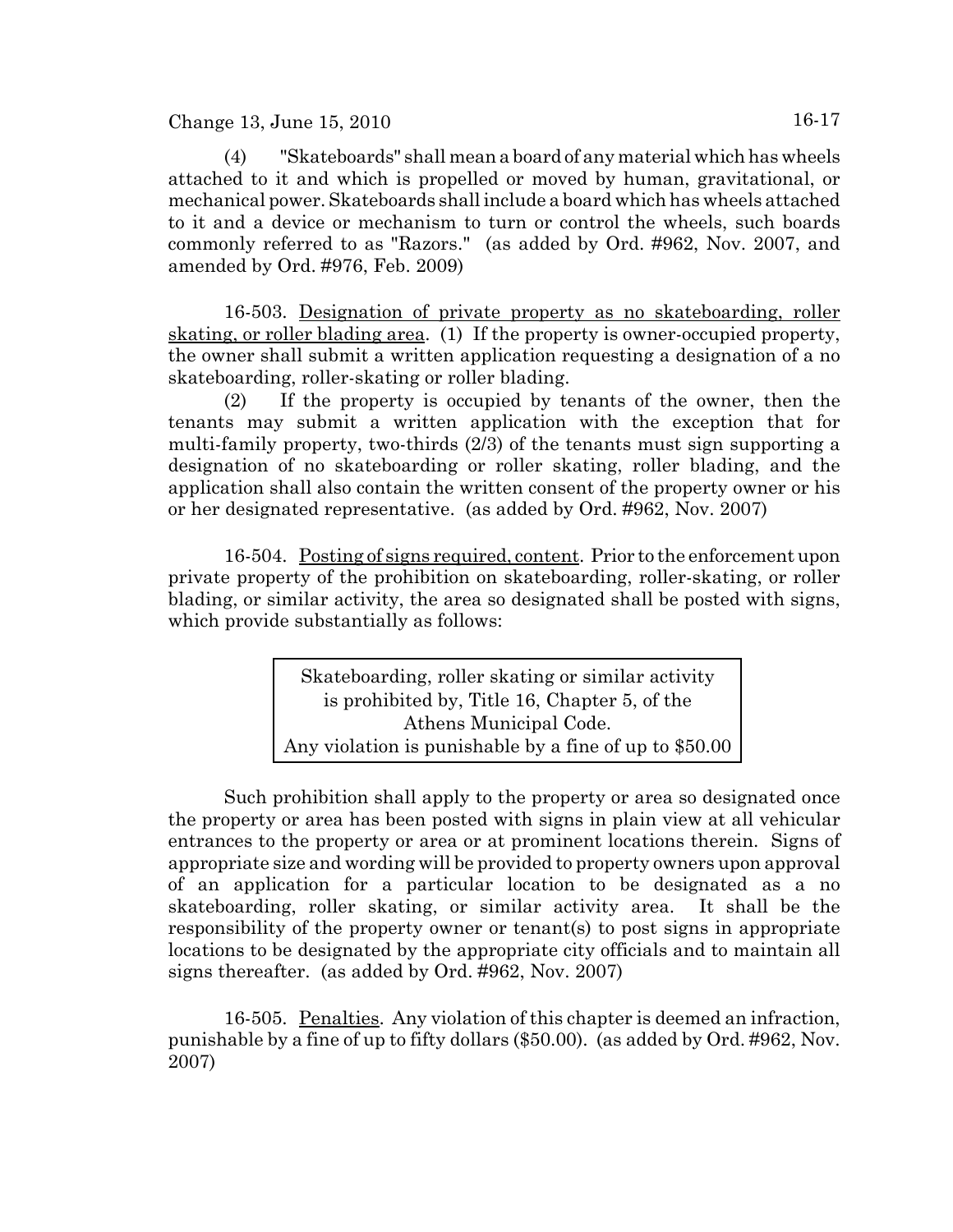(4) "Skateboards" shall mean a board of any material which has wheels attached to it and which is propelled or moved by human, gravitational, or mechanical power. Skateboards shall include a board which has wheels attached to it and a device or mechanism to turn or control the wheels, such boards commonly referred to as "Razors." (as added by Ord. #962, Nov. 2007, and amended by Ord. #976, Feb. 2009)

16-503. Designation of private property as no skateboarding, roller skating, or roller blading area. (1) If the property is owner-occupied property, the owner shall submit a written application requesting a designation of a no skateboarding, roller-skating or roller blading.

(2) If the property is occupied by tenants of the owner, then the tenants may submit a written application with the exception that for multi-family property, two-thirds (2/3) of the tenants must sign supporting a designation of no skateboarding or roller skating, roller blading, and the application shall also contain the written consent of the property owner or his or her designated representative. (as added by Ord. #962, Nov. 2007)

16-504. Posting of signs required, content. Prior to the enforcement upon private property of the prohibition on skateboarding, roller-skating, or roller blading, or similar activity, the area so designated shall be posted with signs, which provide substantially as follows:

| Skateboarding, roller skating or similar activity is prohibited by, Title 16, Chapter 5, of the Athens Municipal Code. Any violation is punishable by a fine of up to $50.00 |
|---|

Such prohibition shall apply to the property or area so designated once the property or area has been posted with signs in plain view at all vehicular entrances to the property or area or at prominent locations therein. Signs of appropriate size and wording will be provided to property owners upon approval of an application for a particular location to be designated as a no skateboarding, roller skating, or similar activity area. It shall be the responsibility of the property owner or tenant(s) to post signs in appropriate locations to be designated by the appropriate city officials and to maintain all signs thereafter. (as added by Ord. #962, Nov. 2007)

16-505. Penalties. Any violation of this chapter is deemed an infraction, punishable by a fine of up to fifty dollars ($50.00). (as added by Ord. #962, Nov. 2007)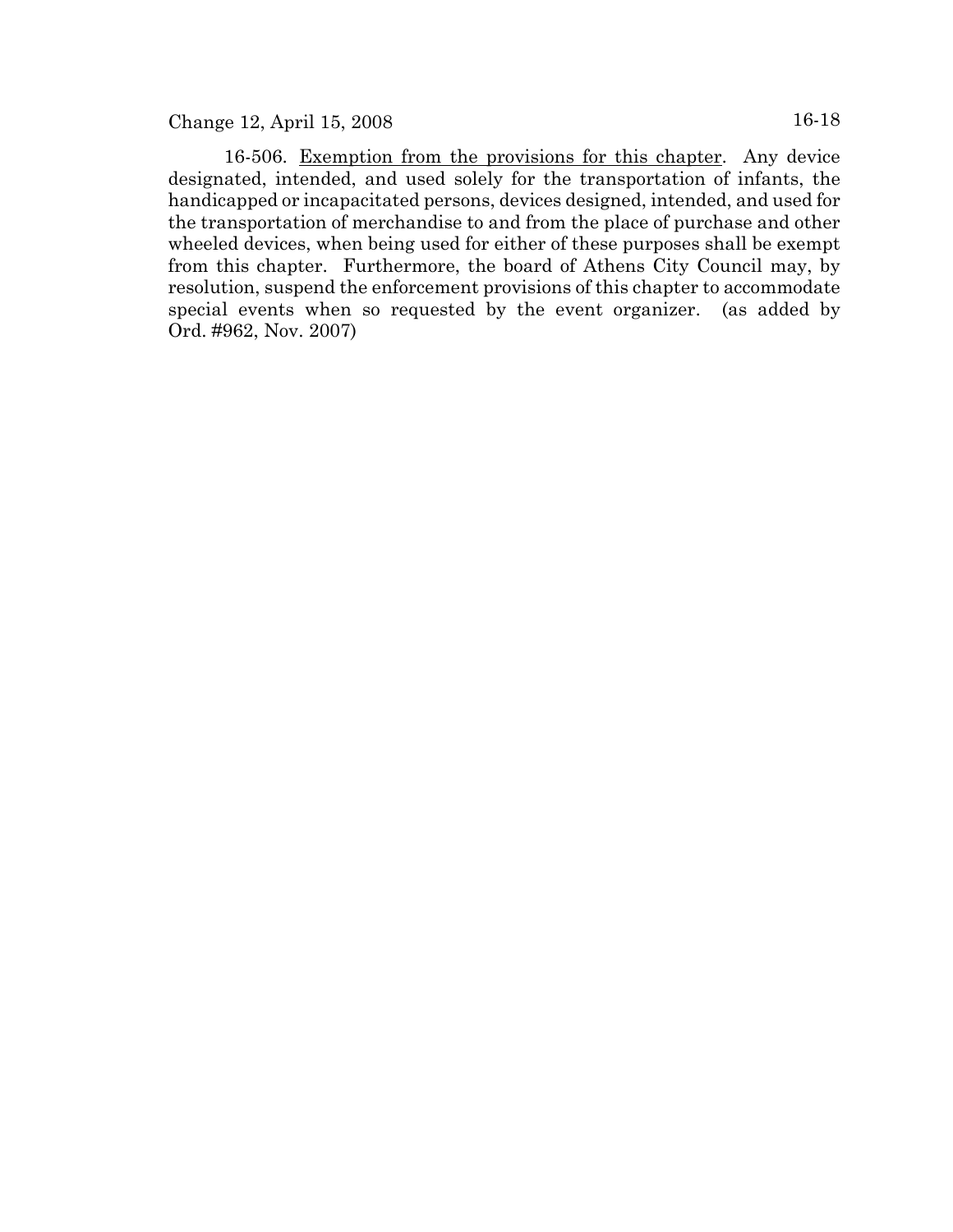16-506. <u>Exemption from the provisions for this chapter</u>. Any device designated, intended, and used solely for the transportation of infants, the handicapped or incapacitated persons, devices designed, intended, and used for the transportation of merchandise to and from the place of purchase and other wheeled devices, when being used for either of these purposes shall be exempt from this chapter. Furthermore, the board of Athens City Council may, by resolution, suspend the enforcement provisions of this chapter to accommodate special events when so requested by the event organizer. (as added by Ord. #962, Nov. 2007)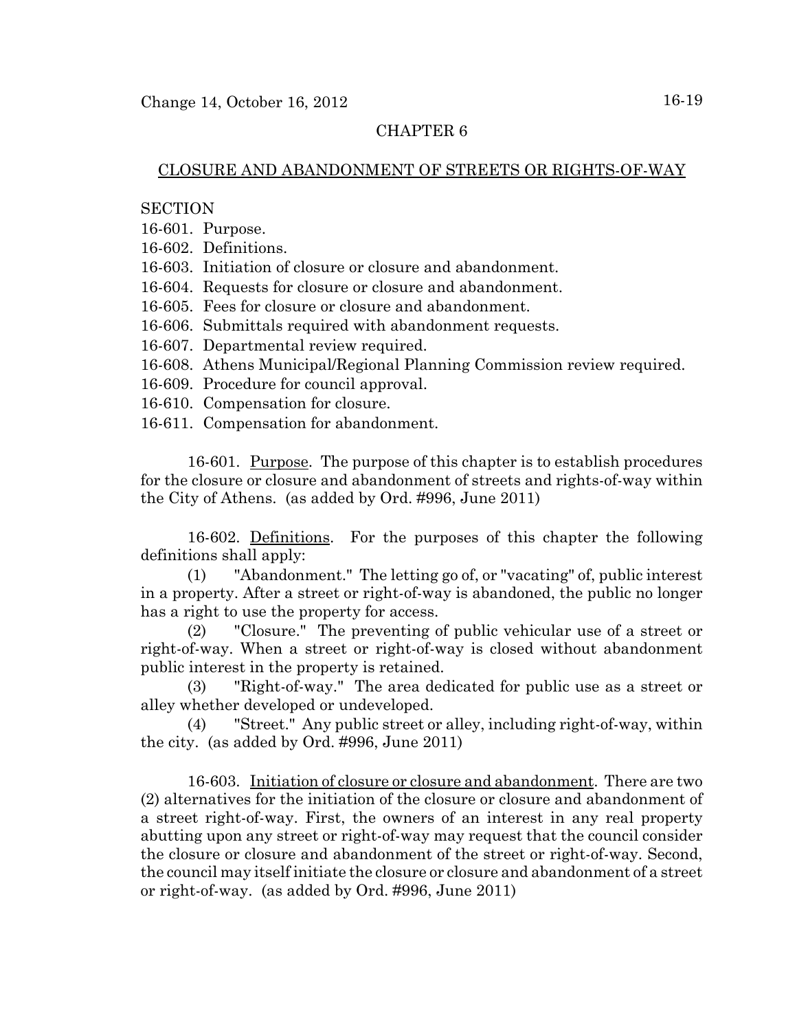## CHAPTER 6

## CLOSURE AND ABANDONMENT OF STREETS OR RIGHTS-OF-WAY

SECTION

16-601. Purpose.
16-602. Definitions.
16-603. Initiation of closure or closure and abandonment.
16-604. Requests for closure or closure and abandonment.
16-605. Fees for closure or closure and abandonment.
16-606. Submittals required with abandonment requests.
16-607. Departmental review required.
16-608. Athens Municipal/Regional Planning Commission review required.
16-609. Procedure for council approval.
16-610. Compensation for closure.
16-611. Compensation for abandonment.

16-601. Purpose. The purpose of this chapter is to establish procedures for the closure or closure and abandonment of streets and rights-of-way within the City of Athens. (as added by Ord. #996, June 2011)

16-602. Definitions. For the purposes of this chapter the following definitions shall apply:

(1) "Abandonment." The letting go of, or "vacating" of, public interest in a property. After a street or right-of-way is abandoned, the public no longer has a right to use the property for access.

(2) "Closure." The preventing of public vehicular use of a street or right-of-way. When a street or right-of-way is closed without abandonment public interest in the property is retained.

(3) "Right-of-way." The area dedicated for public use as a street or alley whether developed or undeveloped.

(4) "Street." Any public street or alley, including right-of-way, within the city. (as added by Ord. #996, June 2011)

16-603. Initiation of closure or closure and abandonment. There are two (2) alternatives for the initiation of the closure or closure and abandonment of a street right-of-way. First, the owners of an interest in any real property abutting upon any street or right-of-way may request that the council consider the closure or closure and abandonment of the street or right-of-way. Second, the council may itself initiate the closure or closure and abandonment of a street or right-of-way. (as added by Ord. #996, June 2011)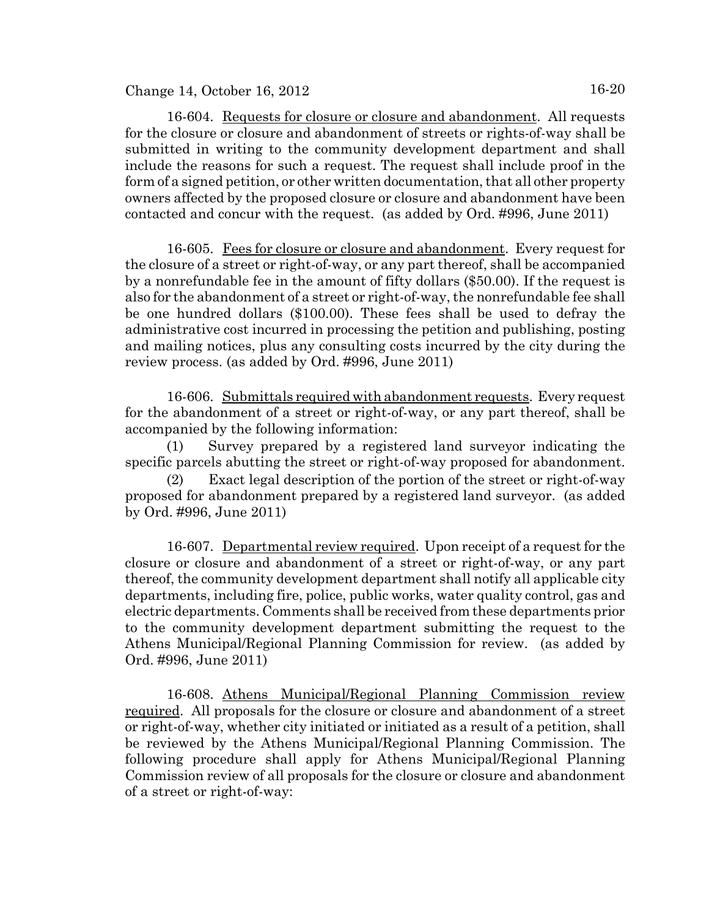16-604. Requests for closure or closure and abandonment. All requests for the closure or closure and abandonment of streets or rights-of-way shall be submitted in writing to the community development department and shall include the reasons for such a request. The request shall include proof in the form of a signed petition, or other written documentation, that all other property owners affected by the proposed closure or closure and abandonment have been contacted and concur with the request. (as added by Ord. #996, June 2011)

16-605. Fees for closure or closure and abandonment. Every request for the closure of a street or right-of-way, or any part thereof, shall be accompanied by a nonrefundable fee in the amount of fifty dollars ($50.00). If the request is also for the abandonment of a street or right-of-way, the nonrefundable fee shall be one hundred dollars ($100.00). These fees shall be used to defray the administrative cost incurred in processing the petition and publishing, posting and mailing notices, plus any consulting costs incurred by the city during the review process. (as added by Ord. #996, June 2011)

16-606. Submittals required with abandonment requests. Every request for the abandonment of a street or right-of-way, or any part thereof, shall be accompanied by the following information:

(1) Survey prepared by a registered land surveyor indicating the specific parcels abutting the street or right-of-way proposed for abandonment.

(2) Exact legal description of the portion of the street or right-of-way proposed for abandonment prepared by a registered land surveyor. (as added by Ord. #996, June 2011)

16-607. Departmental review required. Upon receipt of a request for the closure or closure and abandonment of a street or right-of-way, or any part thereof, the community development department shall notify all applicable city departments, including fire, police, public works, water quality control, gas and electric departments. Comments shall be received from these departments prior to the community development department submitting the request to the Athens Municipal/Regional Planning Commission for review. (as added by Ord. #996, June 2011)

16-608. Athens Municipal/Regional Planning Commission review required. All proposals for the closure or closure and abandonment of a street or right-of-way, whether city initiated or initiated as a result of a petition, shall be reviewed by the Athens Municipal/Regional Planning Commission. The following procedure shall apply for Athens Municipal/Regional Planning Commission review of all proposals for the closure or closure and abandonment of a street or right-of-way: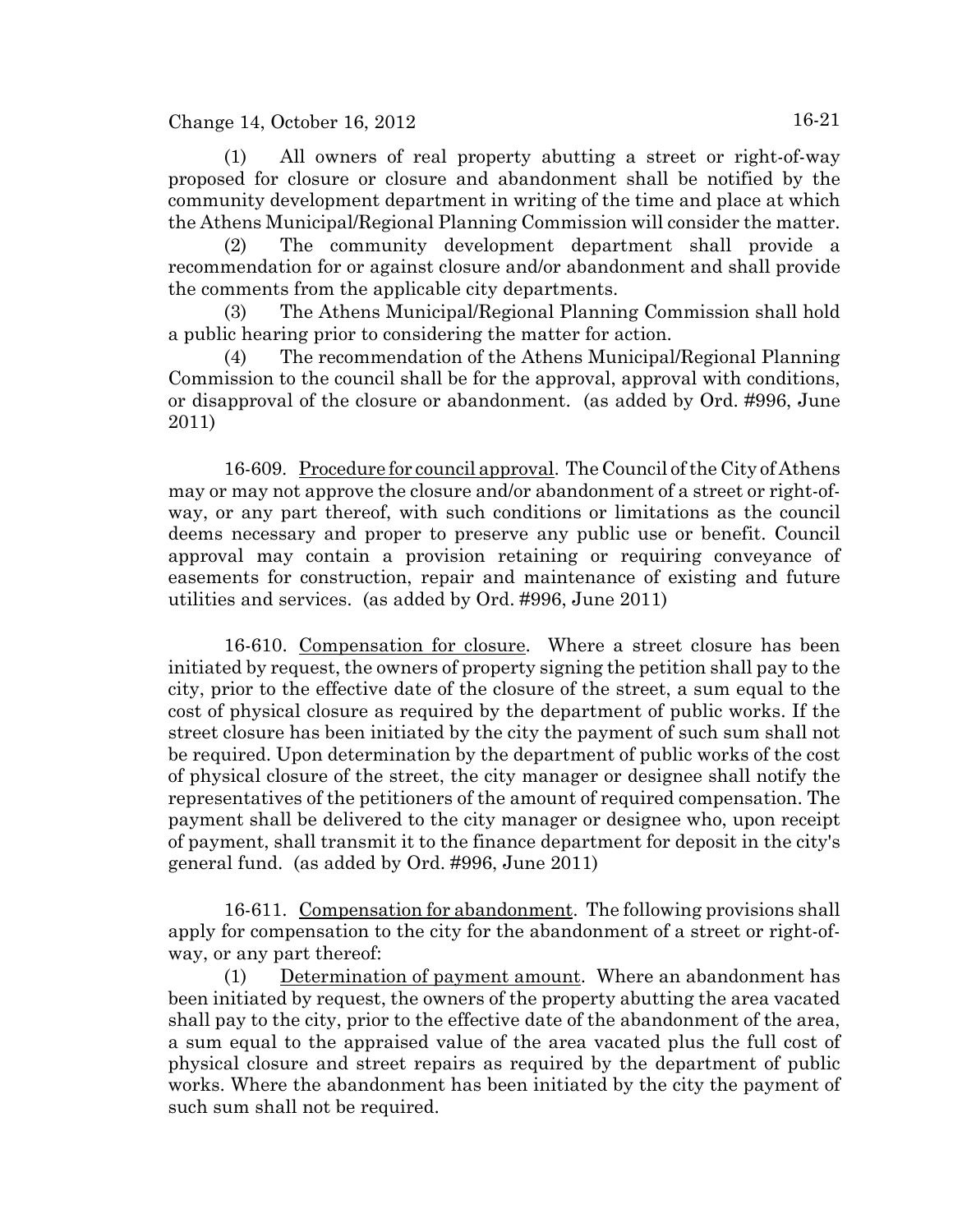(1) All owners of real property abutting a street or right-of-way proposed for closure or closure and abandonment shall be notified by the community development department in writing of the time and place at which the Athens Municipal/Regional Planning Commission will consider the matter.

(2) The community development department shall provide a recommendation for or against closure and/or abandonment and shall provide the comments from the applicable city departments.

(3) The Athens Municipal/Regional Planning Commission shall hold a public hearing prior to considering the matter for action.

(4) The recommendation of the Athens Municipal/Regional Planning Commission to the council shall be for the approval, approval with conditions, or disapproval of the closure or abandonment. (as added by Ord. #996, June 2011)

16-609. Procedure for council approval. The Council of the City of Athens may or may not approve the closure and/or abandonment of a street or right-of-way, or any part thereof, with such conditions or limitations as the council deems necessary and proper to preserve any public use or benefit. Council approval may contain a provision retaining or requiring conveyance of easements for construction, repair and maintenance of existing and future utilities and services. (as added by Ord. #996, June 2011)

16-610. Compensation for closure. Where a street closure has been initiated by request, the owners of property signing the petition shall pay to the city, prior to the effective date of the closure of the street, a sum equal to the cost of physical closure as required by the department of public works. If the street closure has been initiated by the city the payment of such sum shall not be required. Upon determination by the department of public works of the cost of physical closure of the street, the city manager or designee shall notify the representatives of the petitioners of the amount of required compensation. The payment shall be delivered to the city manager or designee who, upon receipt of payment, shall transmit it to the finance department for deposit in the city's general fund. (as added by Ord. #996, June 2011)

16-611. Compensation for abandonment. The following provisions shall apply for compensation to the city for the abandonment of a street or right-of-way, or any part thereof:

(1) Determination of payment amount. Where an abandonment has been initiated by request, the owners of the property abutting the area vacated shall pay to the city, prior to the effective date of the abandonment of the area, a sum equal to the appraised value of the area vacated plus the full cost of physical closure and street repairs as required by the department of public works. Where the abandonment has been initiated by the city the payment of such sum shall not be required.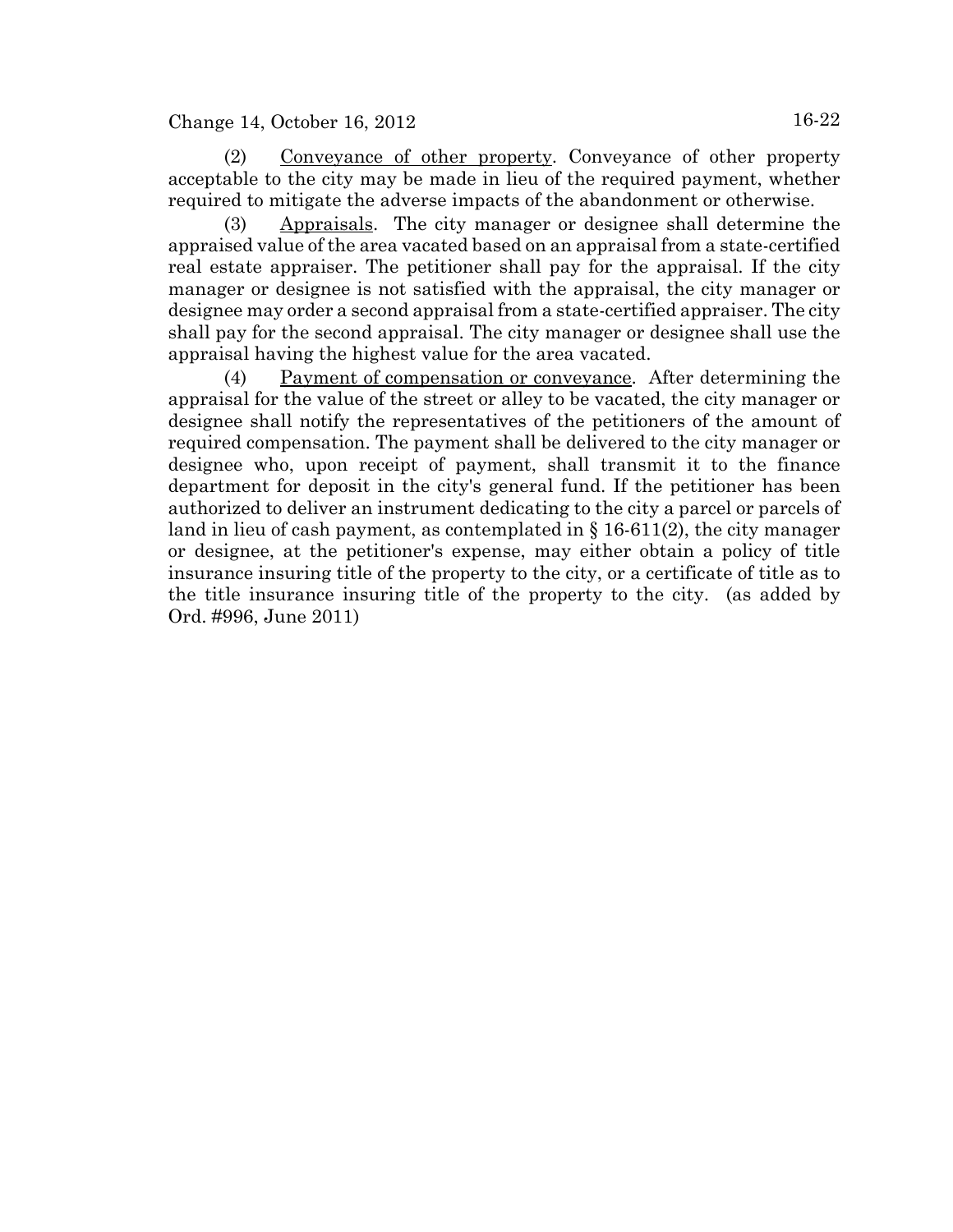(2) Conveyance of other property. Conveyance of other property acceptable to the city may be made in lieu of the required payment, whether required to mitigate the adverse impacts of the abandonment or otherwise.

(3) Appraisals. The city manager or designee shall determine the appraised value of the area vacated based on an appraisal from a state-certified real estate appraiser. The petitioner shall pay for the appraisal. If the city manager or designee is not satisfied with the appraisal, the city manager or designee may order a second appraisal from a state-certified appraiser. The city shall pay for the second appraisal. The city manager or designee shall use the appraisal having the highest value for the area vacated.

(4) Payment of compensation or conveyance. After determining the appraisal for the value of the street or alley to be vacated, the city manager or designee shall notify the representatives of the petitioners of the amount of required compensation. The payment shall be delivered to the city manager or designee who, upon receipt of payment, shall transmit it to the finance department for deposit in the city's general fund. If the petitioner has been authorized to deliver an instrument dedicating to the city a parcel or parcels of land in lieu of cash payment, as contemplated in § 16-611(2), the city manager or designee, at the petitioner's expense, may either obtain a policy of title insurance insuring title of the property to the city, or a certificate of title as to the title insurance insuring title of the property to the city. (as added by Ord. #996, June 2011)